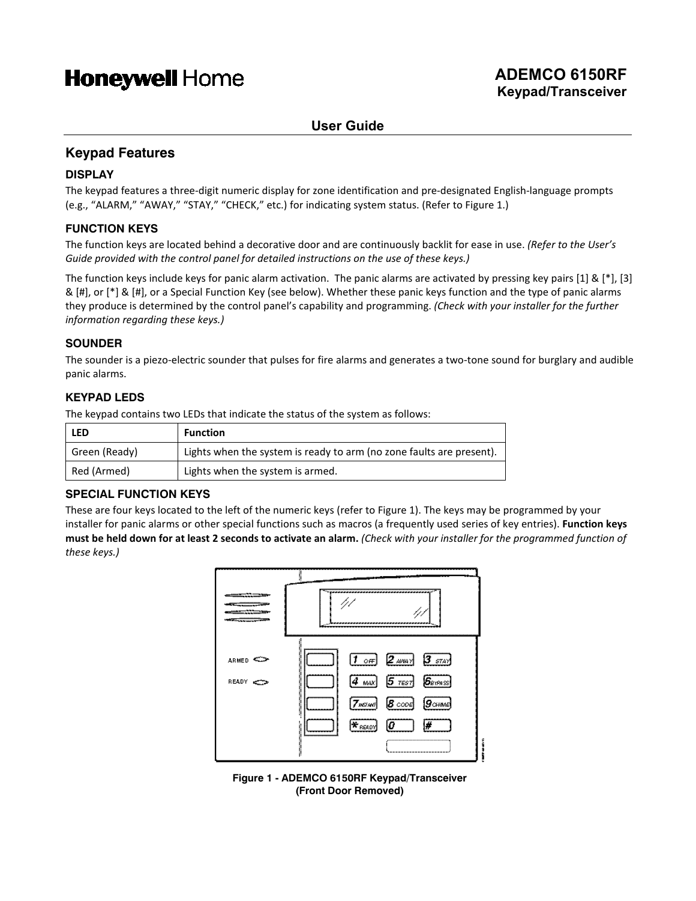# Honeywell Home

## ADEMCO 6150RF
### Keypad/Transceiver

## User Guide

## Keypad Features

### DISPLAY

The keypad features a three-digit numeric display for zone identification and pre-designated English-language prompts (e.g., "ALARM," "AWAY," "STAY," "CHECK," etc.) for indicating system status. (Refer to Figure 1.)

### FUNCTION KEYS

The function keys are located behind a decorative door and are continuously backlit for ease in use. *(Refer to the User's Guide provided with the control panel for detailed instructions on the use of these keys.)*

The function keys include keys for panic alarm activation. The panic alarms are activated by pressing key pairs [1] & [*], [3] & [#], or [*] & [#], or a Special Function Key (see below). Whether these panic keys function and the type of panic alarms they produce is determined by the control panel's capability and programming. *(Check with your installer for the further information regarding these keys.)*

### SOUNDER

The sounder is a piezo-electric sounder that pulses for fire alarms and generates a two-tone sound for burglary and audible panic alarms.

### KEYPAD LEDS

The keypad contains two LEDs that indicate the status of the system as follows:

| LED | Function |
|---|---|
| Green (Ready) | Lights when the system is ready to arm (no zone faults are present). |
| Red (Armed) | Lights when the system is armed. |

### SPECIAL FUNCTION KEYS

These are four keys located to the left of the numeric keys (refer to Figure 1). The keys may be programmed by your installer for panic alarms or other special functions such as macros (a frequently used series of key entries). **Function keys must be held down for at least 2 seconds to activate an alarm.** *(Check with your installer for the programmed function of these keys.)*

**Figure 1 - ADEMCO 6150RF Keypad/Transceiver (Front Door Removed)**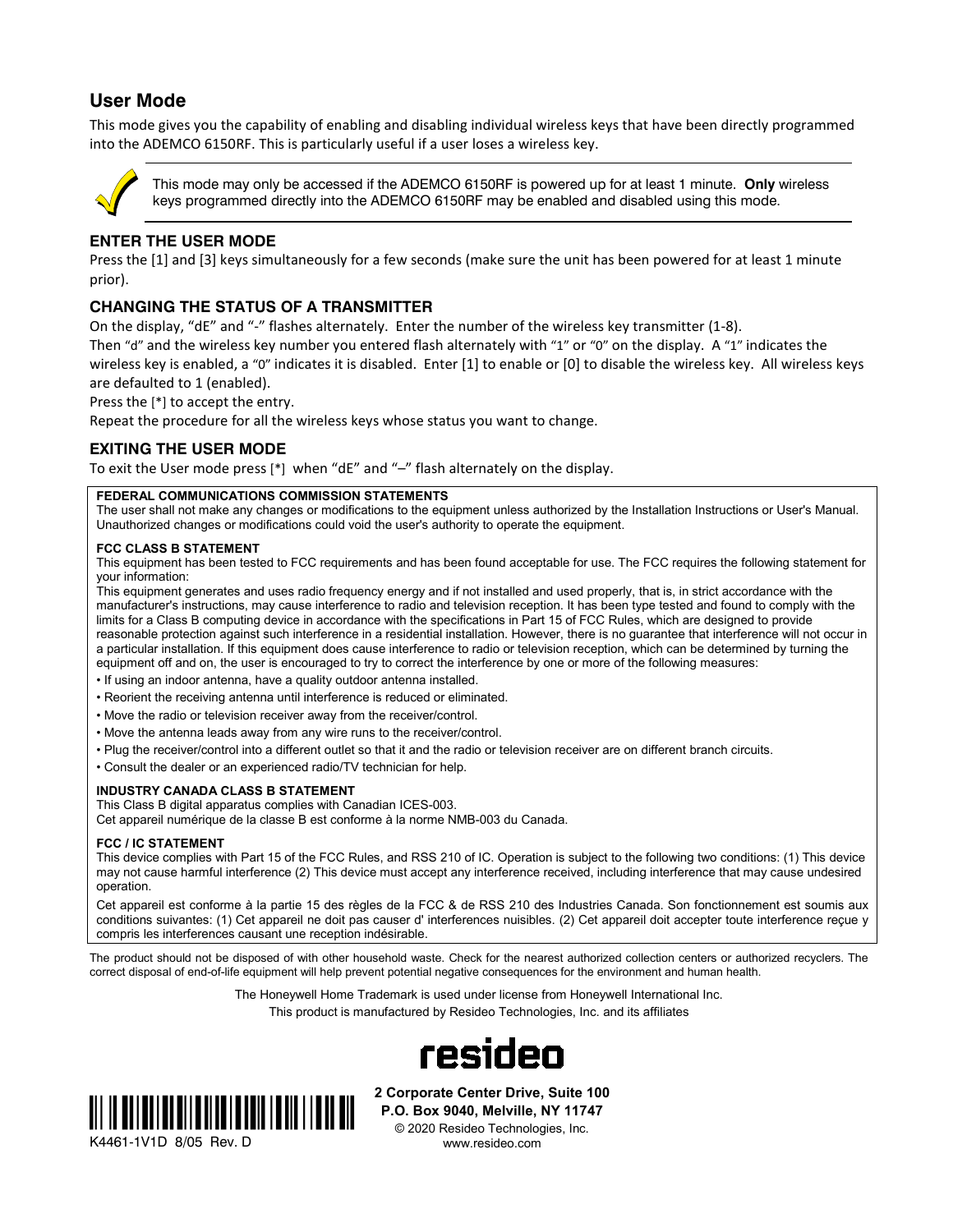## User Mode

This mode gives you the capability of enabling and disabling individual wireless keys that have been directly programmed into the ADEMCO 6150RF. This is particularly useful if a user loses a wireless key.

This mode may only be accessed if the ADEMCO 6150RF is powered up for at least 1 minute. **Only** wireless keys programmed directly into the ADEMCO 6150RF may be enabled and disabled using this mode.

### ENTER THE USER MODE

Press the [1] and [3] keys simultaneously for a few seconds (make sure the unit has been powered for at least 1 minute prior).

### CHANGING THE STATUS OF A TRANSMITTER

On the display, "dE" and "-" flashes alternately. Enter the number of the wireless key transmitter (1-8).
Then "d" and the wireless key number you entered flash alternately with "1" or "0" on the display. A "1" indicates the wireless key is enabled, a "0" indicates it is disabled. Enter [1] to enable or [0] to disable the wireless key. All wireless keys are defaulted to 1 (enabled).
Press the [*] to accept the entry.
Repeat the procedure for all the wireless keys whose status you want to change.

### EXITING THE USER MODE

To exit the User mode press [*] when "dE" and "–" flash alternately on the display.

**FEDERAL COMMUNICATIONS COMMISSION STATEMENTS**
The user shall not make any changes or modifications to the equipment unless authorized by the Installation Instructions or User's Manual. Unauthorized changes or modifications could void the user's authority to operate the equipment.

**FCC CLASS B STATEMENT**
This equipment has been tested to FCC requirements and has been found acceptable for use. The FCC requires the following statement for your information:
This equipment generates and uses radio frequency energy and if not installed and used properly, that is, in strict accordance with the manufacturer's instructions, may cause interference to radio and television reception. It has been type tested and found to comply with the limits for a Class B computing device in accordance with the specifications in Part 15 of FCC Rules, which are designed to provide reasonable protection against such interference in a residential installation. However, there is no guarantee that interference will not occur in a particular installation. If this equipment does cause interference to radio or television reception, which can be determined by turning the equipment off and on, the user is encouraged to try to correct the interference by one or more of the following measures:

- If using an indoor antenna, have a quality outdoor antenna installed.
- Reorient the receiving antenna until interference is reduced or eliminated.
- Move the radio or television receiver away from the receiver/control.
- Move the antenna leads away from any wire runs to the receiver/control.
- Plug the receiver/control into a different outlet so that it and the radio or television receiver are on different branch circuits.
- Consult the dealer or an experienced radio/TV technician for help.

**INDUSTRY CANADA CLASS B STATEMENT**
This Class B digital apparatus complies with Canadian ICES-003.
Cet appareil numérique de la classe B est conforme à la norme NMB-003 du Canada.

**FCC / IC STATEMENT**
This device complies with Part 15 of the FCC Rules, and RSS 210 of IC. Operation is subject to the following two conditions: (1) This device may not cause harmful interference (2) This device must accept any interference received, including interference that may cause undesired operation.

Cet appareil est conforme à la partie 15 des règles de la FCC & de RSS 210 des Industries Canada. Son fonctionnement est soumis aux conditions suivantes: (1) Cet appareil ne doit pas causer d' interferences nuisibles. (2) Cet appareil doit accepter toute interference reçue y compris les interferences causant une reception indésirable.

The product should not be disposed of with other household waste. Check for the nearest authorized collection centers or authorized recyclers. The correct disposal of end-of-life equipment will help prevent potential negative consequences for the environment and human health.

The Honeywell Home Trademark is used under license from Honeywell International Inc.
This product is manufactured by Resideo Technologies, Inc. and its affiliates

resideo

**2 Corporate Center Drive, Suite 100**
**P.O. Box 9040, Melville, NY 11747**
© 2020 Resideo Technologies, Inc.
www.resideo.com

K4461-1V1D 8/05 Rev. D